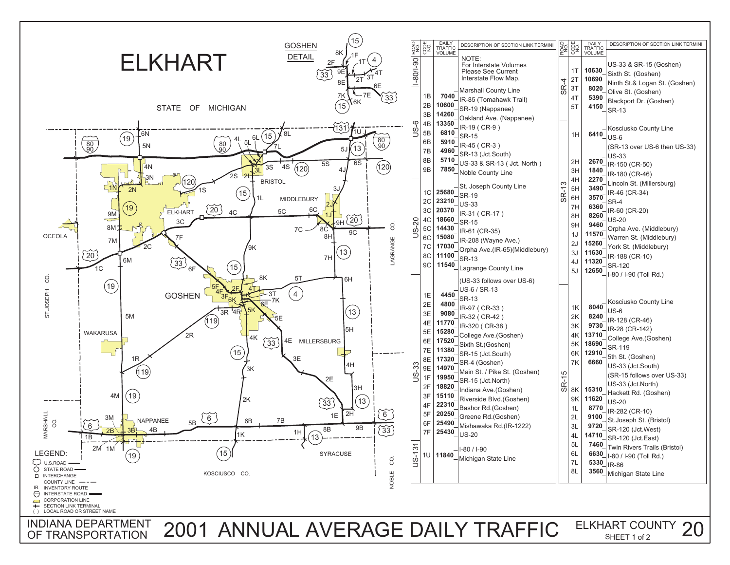# ELKHART

GOSHEN DETAIL

STATE OF MICHIGAN

LEGEND:
- U.S. ROAD
- STATE ROAD
- INTERCHANGE
- COUNTY LINE
- IR INVENTORY ROUTE
- INTERSTATE ROAD
- CORPORATION LINE
- SECTION LINK TERMINAL
- ( ) LOCAL ROAD OR STREET NAME

| ROAD NO. | CODE NO. | DAILY TRAFFIC VOLUME | DESCRIPTION OF SECTION LINK TERMINI |
|---|---|---|---|
| I-80/I-90 | | | NOTE: For Interstate Volumes Please See Current Interstate Flow Map. |
| US-6 | | | Marshall County Line |
| | 1B | 7040 | IR-85 (Tomahawk Trail) |
| | 2B | 10600 | SR-19 (Nappanee) |
| | 3B | 14260 | Oakland Ave. (Nappanee) |
| | 4B | 13350 | IR-19 ( CR-9 ) |
| | 5B | 6810 | SR-15 |
| | 6B | 5910 | IR-45 ( CR-3 ) |
| | 7B | 4960 | SR-13 (Jct.South) |
| | 8B | 5710 | US-33 & SR-13 ( Jct. North ) |
| | 9B | 7850 | Noble County Line |
| US-20 | | | St. Joseph County Line |
| | 1C | 25680 | SR-19 |
| | 2C | 23210 | US-33 |
| | 3C | 20370 | IR-31 ( CR-17 ) |
| | 4C | 18660 | SR-15 |
| | 5C | 14430 | IR-61 (CR-35) |
| | 6C | 15080 | IR-208 (Wayne Ave.) |
| | 7C | 17030 | Orpha Ave.(IR-65)(Middlebury) |
| | 8C | 11100 | SR-13 |
| | 9C | 11540 | Lagrange County Line |
| US-33 | | | (US-33 follows over US-6) |
| | | | US-6 / SR-13 |
| | 1E | 4450 | SR-13 |
| | 2E | 4800 | IR-97 ( CR-33 ) |
| | 3E | 9080 | IR-32 ( CR-42 ) |
| | 4E | 11770 | IR-320 ( CR-38 ) |
| | 5E | 15280 | College Ave.(Goshen) |
| | 6E | 17520 | Sixth St.(Goshen) |
| | 7E | 11380 | SR-15 (Jct.South) |
| | 8E | 17320 | SR-4 (Goshen) |
| | 9E | 14970 | Main St. / Pike St. (Goshen) |
| | 1F | 19950 | SR-15 (Jct.North) |
| | 2F | 18820 | Indiana Ave.(Goshen) |
| | 3F | 15110 | Riverside Blvd.(Goshen) |
| | 4F | 22310 | Bashor Rd.(Goshen) |
| | 5F | 20250 | Greene Rd.(Goshen) |
| | 6F | 25490 | Mishawaka Rd.(IR-1222) |
| | 7F | 25430 | US-20 |
| US-131 | | | I-80 / I-90 |
| | 1U | 11840 | Michigan State Line |

| ROAD NO. | CODE NO. | DAILY TRAFFIC VOLUME | DESCRIPTION OF SECTION LINK TERMINI |
|---|---|---|---|
| SR-4 | | | US-33 & SR-15 (Goshen) |
| | 1T | 10630 | Sixth St. (Goshen) |
| | 2T | 10690 | Ninth St.& Logan St. (Goshen) |
| | 3T | 8020 | Olive St. (Goshen) |
| | 4T | 5390 | Blackport Dr. (Goshen) |
| | 5T | 4150 | SR-13 |
| SR-13 | | | Kosciusko County Line |
| | 1H | 6410 | US-6 |
| | | | (SR-13 over US-6 then US-33) |
| | | | US-33 |
| | 2H | 2670 | IR-150 (CR-50) |
| | 3H | 1840 | IR-180 (CR-46) |
| | 4H | 2270 | Lincoln St. (Millersburg) |
| | 5H | 3490 | IR-46 (CR-34) |
| | 6H | 3570 | SR-4 |
| | 7H | 6360 | IR-60 (CR-20) |
| | 8H | 8260 | US-20 |
| | 9H | 9460 | Orpha Ave. (Middlebury) |
| | 1J | 11570 | Warren St. (Middlebury) |
| | 2J | 15260 | York St. (Middlebury) |
| | 3J | 11630 | IR-188 (CR-10) |
| | 4J | 11320 | SR-120 |
| | 5J | 12650 | I-80 / I-90 (Toll Rd.) |
| SR-15 | | | Kosciusko County Line |
| | 1K | 8040 | US-6 |
| | 2K | 8240 | IR-128 (CR-46) |
| | 3K | 9730 | IR-28 (CR-142) |
| | 4K | 13710 | College Ave.(Goshen) |
| | 5K | 18690 | SR-119 |
| | 6K | 12910 | 5th St. (Goshen) |
| | 7K | 6660 | US-33 (Jct.South) |
| | | | (SR-15 follows over US-33) |
| | | | US-33 (Jct.North) |
| | 8K | 15310 | Hackett Rd. (Goshen) |
| | 9K | 11620 | US-20 |
| | 1L | 8770 | IR-282 (CR-10) |
| | 2L | 9100 | St.Joseph St. (Bristol) |
| | 3L | 9720 | SR-120 (Jct.West) |
| | 4L | 14710 | SR-120 (Jct.East) |
| | 5L | 7460 | Twin Rivers Trails (Bristol) |
| | 6L | 6630 | I-80 / I-90 (Toll Rd.) |
| | 7L | 5330 | IR-86 |
| | 8L | 3560 | Michigan State Line |

INDIANA DEPARTMENT OF TRANSPORTATION

# 2001 ANNUAL AVERAGE DAILY TRAFFIC

ELKHART COUNTY 20

SHEET 1 of 2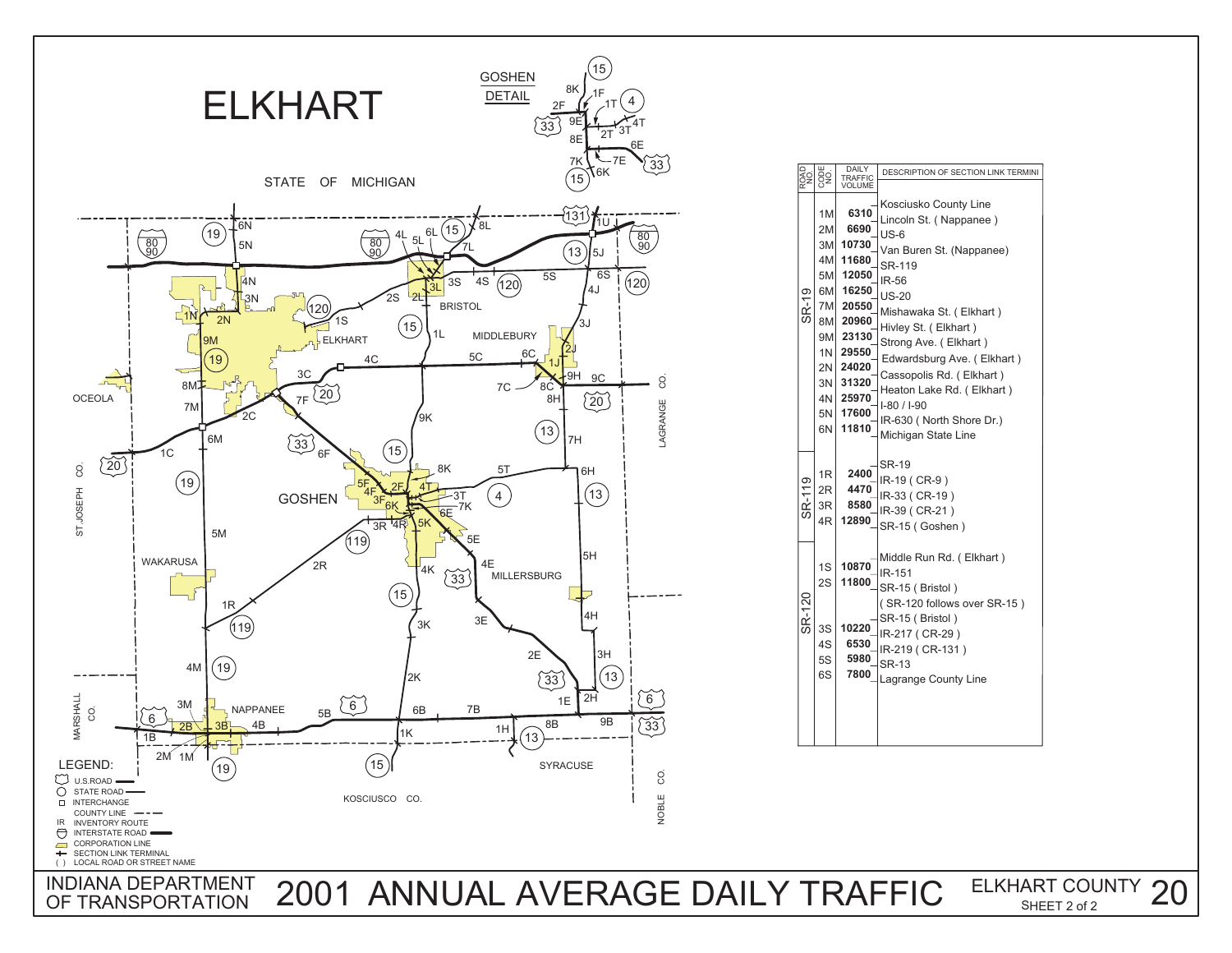# ELKHART

STATE OF MICHIGAN

GOSHEN DETAIL

| ROAD NO. | CODE NO. | DAILY TRAFFIC VOLUME | DESCRIPTION OF SECTION LINK TERMINI |
|---|---|---|---|
| SR-19 | | | Kosciusko County Line |
| | 1M | 6310 | Lincoln St. ( Nappanee ) |
| | 2M | 6690 | US-6 |
| | 3M | 10730 | Van Buren St. (Nappanee) |
| | 4M | 11680 | SR-119 |
| | 5M | 12050 | IR-56 |
| | 6M | 16250 | US-20 |
| | 7M | 20550 | Mishawaka St. ( Elkhart ) |
| | 8M | 20960 | Hivley St. ( Elkhart ) |
| | 9M | 23130 | Strong Ave. ( Elkhart ) |
| | 1N | 29550 | Edwardsburg Ave. ( Elkhart ) |
| | 2N | 24020 | Cassopolis Rd. ( Elkhart ) |
| | 3N | 31320 | Heaton Lake Rd. ( Elkhart ) |
| | 4N | 25970 | I-80 / I-90 |
| | 5N | 17600 | IR-630 ( North Shore Dr.) |
| | 6N | 11810 | Michigan State Line |
| SR-119 | | | SR-19 |
| | 1R | 2400 | IR-19 ( CR-9 ) |
| | 2R | 4470 | IR-33 ( CR-19 ) |
| | 3R | 8580 | IR-39 ( CR-21 ) |
| | 4R | 12890 | SR-15 ( Goshen ) |
| SR-120 | | | Middle Run Rd. ( Elkhart ) |
| | 1S | 10870 | IR-151 |
| | 2S | 11800 | SR-15 ( Bristol ) |
| | | | ( SR-120 follows over SR-15 ) |
| | | | SR-15 ( Bristol ) |
| | 3S | 10220 | IR-217 ( CR-29 ) |
| | 4S | 6530 | IR-219 ( CR-131 ) |
| | 5S | 5980 | SR-13 |
| | 6S | 7800 | Lagrange County Line |

LEGEND:
- U.S.ROAD
- STATE ROAD
- INTERCHANGE
- COUNTY LINE
- IR INVENTORY ROUTE
- INTERSTATE ROAD
- CORPORATION LINE
- SECTION LINK TERMINAL
- ( ) LOCAL ROAD OR STREET NAME

INDIANA DEPARTMENT OF TRANSPORTATION

2001 ANNUAL AVERAGE DAILY TRAFFIC

ELKHART COUNTY 20

SHEET 2 of 2